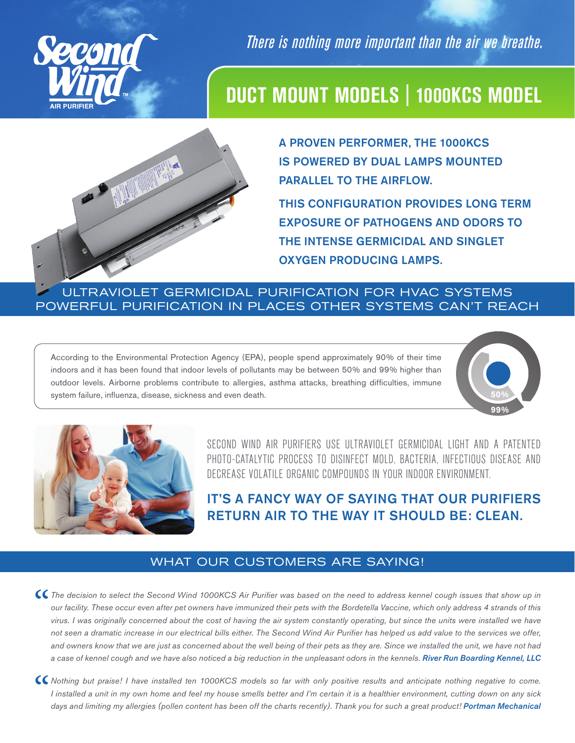Second Wind
AIR PURIFIER™

*There is nothing more important than the air we breathe.*

# DUCT MOUNT MODELS | 1000KCS MODEL

**A PROVEN PERFORMER, THE 1000KCS IS POWERED BY DUAL LAMPS MOUNTED PARALLEL TO THE AIRFLOW.**

**THIS CONFIGURATION PROVIDES LONG TERM EXPOSURE OF PATHOGENS AND ODORS TO THE INTENSE GERMICIDAL AND SINGLET OXYGEN PRODUCING LAMPS.**

## ULTRAVIOLET GERMICIDAL PURIFICATION FOR HVAC SYSTEMS
## POWERFUL PURIFICATION IN PLACES OTHER SYSTEMS CAN'T REACH

According to the Environmental Protection Agency (EPA), people spend approximately 90% of their time indoors and it has been found that indoor levels of pollutants may be between 50% and 99% higher than outdoor levels. Airborne problems contribute to allergies, asthma attacks, breathing difficulties, immune system failure, influenza, disease, sickness and even death.

50%

99%

SECOND WIND AIR PURIFIERS USE ULTRAVIOLET GERMICIDAL LIGHT AND A PATENTED PHOTO-CATALYTIC PROCESS TO DISINFECT MOLD, BACTERIA, INFECTIOUS DISEASE AND DECREASE VOLATILE ORGANIC COMPOUNDS IN YOUR INDOOR ENVIRONMENT.

**IT'S A FANCY WAY OF SAYING THAT OUR PURIFIERS RETURN AIR TO THE WAY IT SHOULD BE: CLEAN.**

## WHAT OUR CUSTOMERS ARE SAYING!

*"The decision to select the Second Wind 1000KCS Air Purifier was based on the need to address kennel cough issues that show up in our facility. These occur even after pet owners have immunized their pets with the Bordetella Vaccine, which only address 4 strands of this virus. I was originally concerned about the cost of having the air system constantly operating, but since the units were installed we have not seen a dramatic increase in our electrical bills either. The Second Wind Air Purifier has helped us add value to the services we offer, and owners know that we are just as concerned about the well being of their pets as they are. Since we installed the unit, we have not had a case of kennel cough and we have also noticed a big reduction in the unpleasant odors in the kennels.* ***River Run Boarding Kennel, LLC***

*"Nothing but praise! I have installed ten 1000KCS models so far with only positive results and anticipate nothing negative to come. I installed a unit in my own home and feel my house smells better and I'm certain it is a healthier environment, cutting down on any sick days and limiting my allergies (pollen content has been off the charts recently). Thank you for such a great product!* ***Portman Mechanical***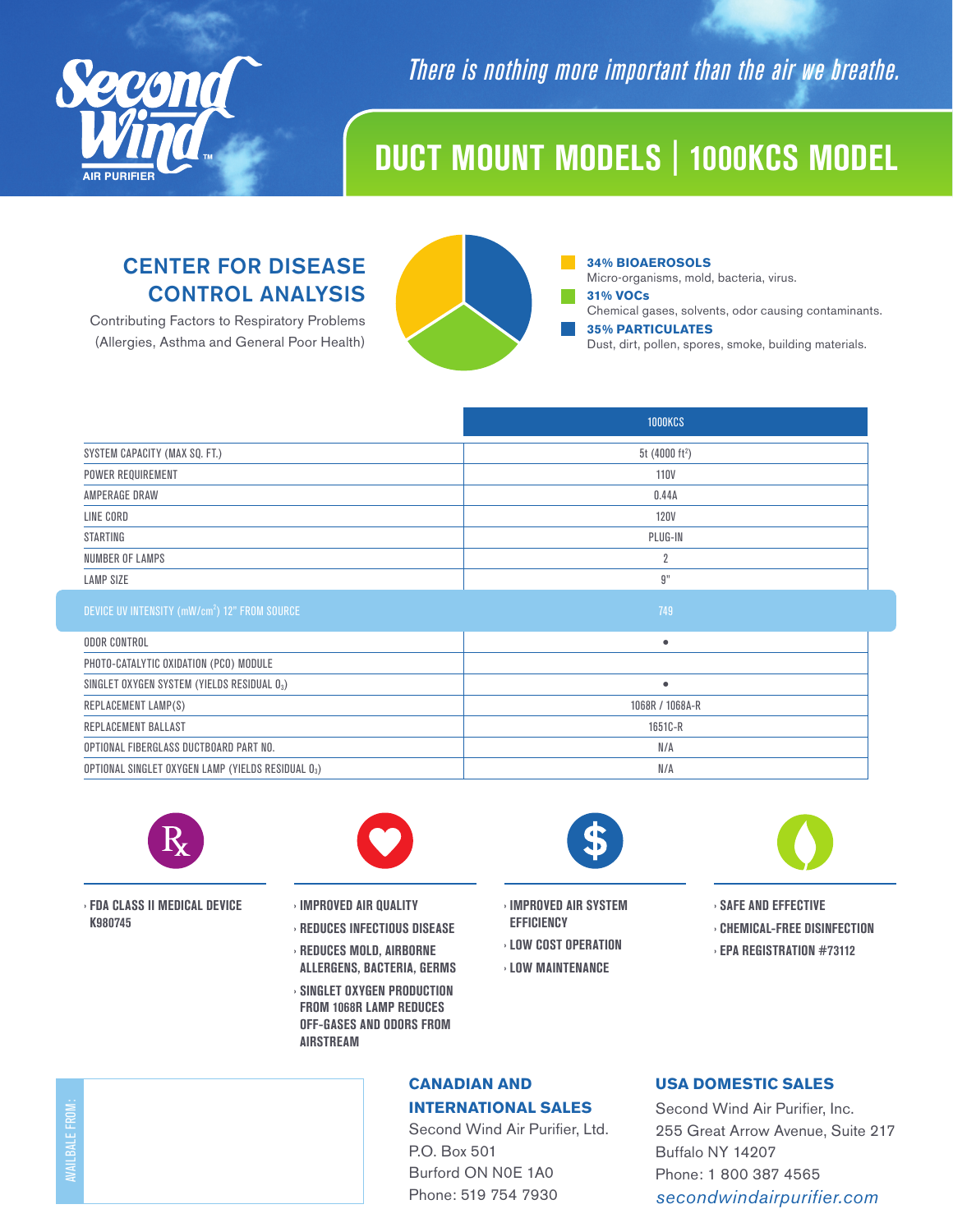Second Wind AIR PURIFIER™

*There is nothing more important than the air we breathe.*

# DUCT MOUNT MODELS | 1000KCS MODEL

## CENTER FOR DISEASE CONTROL ANALYSIS

Contributing Factors to Respiratory Problems (Allergies, Asthma and General Poor Health)

**34% BIOAEROSOLS**
Micro-organisms, mold, bacteria, virus.

**31% VOCs**
Chemical gases, solvents, odor causing contaminants.

**35% PARTICULATES**
Dust, dirt, pollen, spores, smoke, building materials.

| | 1000KCS |
|---|---|
| SYSTEM CAPACITY (MAX SQ. FT.) | 5t (4000 ft²) |
| POWER REQUIREMENT | 110V |
| AMPERAGE DRAW | 0.44A |
| LINE CORD | 120V |
| STARTING | PLUG-IN |
| NUMBER OF LAMPS | 2 |
| LAMP SIZE | 9" |
| DEVICE UV INTENSITY (mW/cm²) 12" FROM SOURCE | 749 |
| ODOR CONTROL | • |
| PHOTO-CATALYTIC OXIDATION (PCO) MODULE | |
| SINGLET OXYGEN SYSTEM (YIELDS RESIDUAL $O_3$) | • |
| REPLACEMENT LAMP(S) | 1068R / 1068A-R |
| REPLACEMENT BALLAST | 1651C-R |
| OPTIONAL FIBERGLASS DUCTBOARD PART NO. | N/A |
| OPTIONAL SINGLET OXYGEN LAMP (YIELDS RESIDUAL $O_3$) | N/A |

- FDA CLASS II MEDICAL DEVICE K980745

- IMPROVED AIR QUALITY
- REDUCES INFECTIOUS DISEASE
- REDUCES MOLD, AIRBORNE ALLERGENS, BACTERIA, GERMS
- SINGLET OXYGEN PRODUCTION FROM 1068R LAMP REDUCES OFF-GASES AND ODORS FROM AIRSTREAM

- IMPROVED AIR SYSTEM EFFICIENCY
- LOW COST OPERATION
- LOW MAINTENANCE

- SAFE AND EFFECTIVE
- CHEMICAL-FREE DISINFECTION
- EPA REGISTRATION #73112

AVAILBALE FROM:

### CANADIAN AND INTERNATIONAL SALES

Second Wind Air Purifier, Ltd.
P.O. Box 501
Burford ON N0E 1A0
Phone: 519 754 7930

### USA DOMESTIC SALES

Second Wind Air Purifier, Inc.
255 Great Arrow Avenue, Suite 217
Buffalo NY 14207
Phone: 1 800 387 4565
*secondwindairpurifier.com*